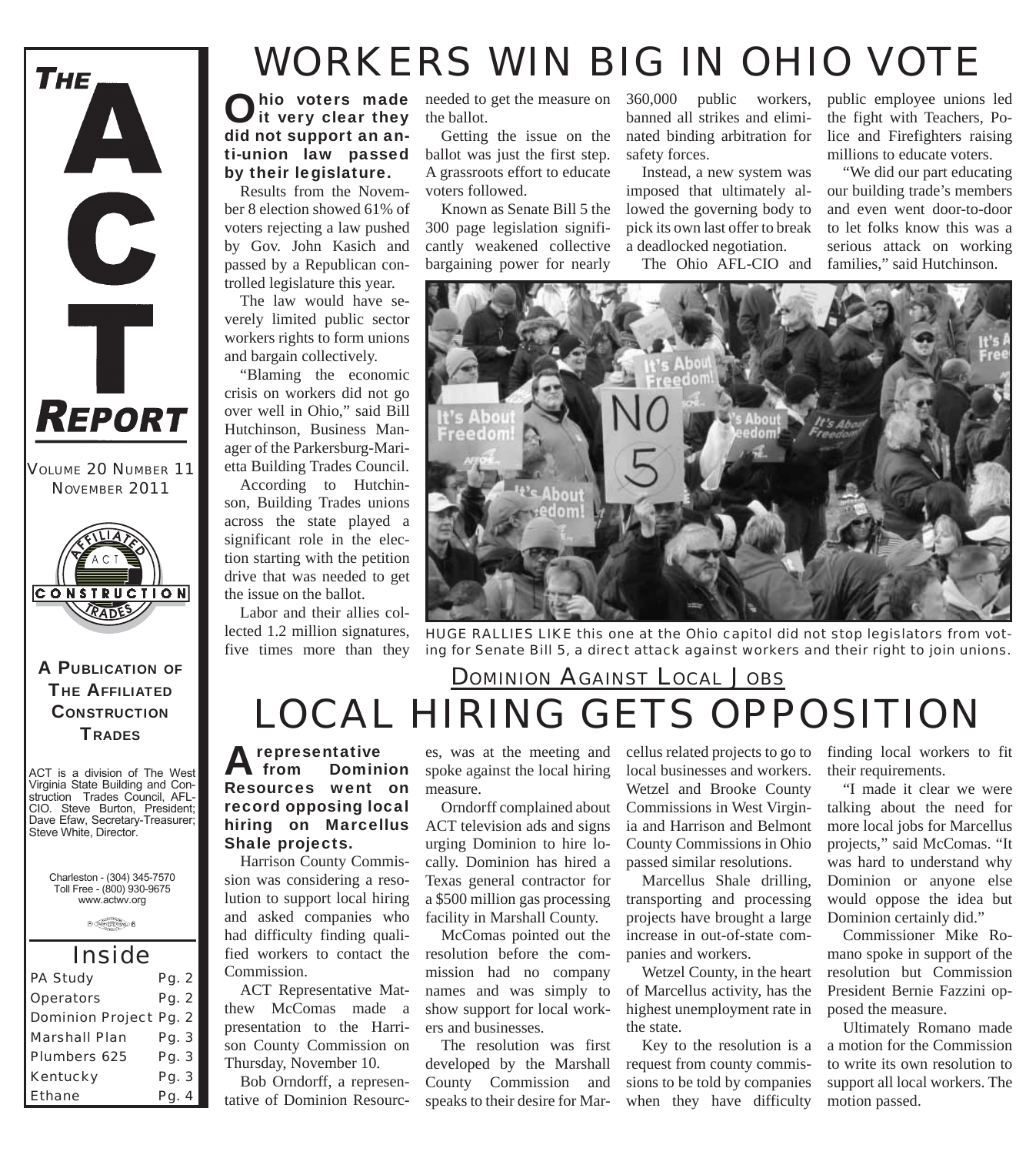# THE ACT REPORT

VOLUME 20 NUMBER 11
NOVEMBER 2011

**A PUBLICATION OF THE AFFILIATED CONSTRUCTION TRADES**

ACT is a division of The West Virginia State Building and Construction Trades Council, AFL-CIO. Steve Burton, President; Dave Efaw, Secretary-Treasurer; Steve White, Director.

Charleston - (304) 345-7570
Toll Free - (800) 930-9675
www.actwv.org

## Inside

| | |
|---|---|
| PA Study | Pg. 2 |
| Operators | Pg. 2 |
| Dominion Project | Pg. 2 |
| Marshall Plan | Pg. 3 |
| Plumbers 625 | Pg. 3 |
| Kentucky | Pg. 3 |
| Ethane | Pg. 4 |

# WORKERS WIN BIG IN OHIO VOTE

**Ohio voters made it very clear they did not support an anti-union law passed by their legislature.**

Results from the November 8 election showed 61% of voters rejecting a law pushed by Gov. John Kasich and passed by a Republican controlled legislature this year.

The law would have severely limited public sector workers rights to form unions and bargain collectively.

"Blaming the economic crisis on workers did not go over well in Ohio," said Bill Hutchinson, Business Manager of the Parkersburg-Marietta Building Trades Council.

According to Hutchinson, Building Trades unions across the state played a significant role in the election starting with the petition drive that was needed to get the issue on the ballot.

Labor and their allies collected 1.2 million signatures, five times more than they needed to get the measure on the ballot.

Getting the issue on the ballot was just the first step. A grassroots effort to educate voters followed.

Known as Senate Bill 5 the 300 page legislation significantly weakened collective bargaining power for nearly 360,000 public workers, banned all strikes and eliminated binding arbitration for safety forces.

Instead, a new system was imposed that ultimately allowed the governing body to pick its own last offer to break a deadlocked negotiation.

The Ohio AFL-CIO and public employee unions led the fight with Teachers, Police and Firefighters raising millions to educate voters.

"We did our part educating our building trade's members and even went door-to-door to let folks know this was a serious attack on working families," said Hutchinson.

HUGE RALLIES LIKE this one at the Ohio capitol did not stop legislators from voting for Senate Bill 5, a direct attack against workers and their right to join unions.

## DOMINION AGAINST LOCAL JOBS

# LOCAL HIRING GETS OPPOSITION

**A representative from Dominion Resources went on record opposing local hiring on Marcellus Shale projects.**

Harrison County Commission was considering a resolution to support local hiring and asked companies who had difficulty finding qualified workers to contact the Commission.

ACT Representative Matthew McComas made a presentation to the Harrison County Commission on Thursday, November 10.

Bob Orndorff, a representative of Dominion Resources, was at the meeting and spoke against the local hiring measure.

Orndorff complained about ACT television ads and signs urging Dominion to hire locally. Dominion has hired a Texas general contractor for a $500 million gas processing facility in Marshall County.

McComas pointed out the resolution before the commission had no company names and was simply to show support for local workers and businesses.

The resolution was first developed by the Marshall County Commission and speaks to their desire for Marcellus related projects to go to local businesses and workers. Wetzel and Brooke County Commissions in West Virginia and Harrison and Belmont County Commissions in Ohio passed similar resolutions.

Marcellus Shale drilling, transporting and processing projects have brought a large increase in out-of-state companies and workers.

Wetzel County, in the heart of Marcellus activity, has the highest unemployment rate in the state.

Key to the resolution is a request from county commissions to be told by companies when they have difficulty finding local workers to fit their requirements.

"I made it clear we were talking about the need for more local jobs for Marcellus projects," said McComas. "It was hard to understand why Dominion or anyone else would oppose the idea but Dominion certainly did."

Commissioner Mike Romano spoke in support of the resolution but Commission President Bernie Fazzini opposed the measure.

Ultimately Romano made a motion for the Commission to write its own resolution to support all local workers. The motion passed.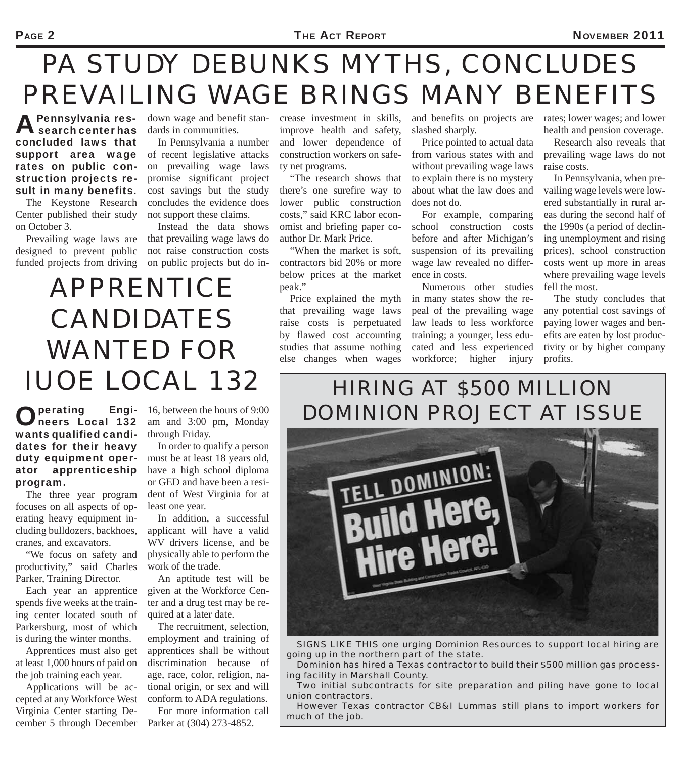# PA STUDY DEBUNKS MYTHS, CONCLUDES PREVAILING WAGE BRINGS MANY BENEFITS

**A Pennsylvania research center has concluded laws that support area wage rates on public construction projects result in many benefits.**

The Keystone Research Center published their study on October 3.

Prevailing wage laws are designed to prevent public funded projects from driving down wage and benefit standards in communities.

In Pennsylvania a number of recent legislative attacks on prevailing wage laws promise significant project cost savings but the study concludes the evidence does not support these claims.

Instead the data shows that prevailing wage laws do not raise construction costs on public projects but do increase investment in skills, improve health and safety, and lower dependence of construction workers on safety net programs.

"The research shows that there's one surefire way to lower public construction costs," said KRC labor economist and briefing paper coauthor Dr. Mark Price.

"When the market is soft, contractors bid 20% or more below prices at the market peak."

Price explained the myth that prevailing wage laws raise costs is perpetuated by flawed cost accounting studies that assume nothing else changes when wages and benefits on projects are slashed sharply.

Price pointed to actual data from various states with and without prevailing wage laws to explain there is no mystery about what the law does and does not do.

For example, comparing school construction costs before and after Michigan's suspension of its prevailing wage law revealed no difference in costs.

Numerous other studies in many states show the repeal of the prevailing wage law leads to less workforce training; a younger, less educated and less experienced workforce; higher injury rates; lower wages; and lower health and pension coverage.

Research also reveals that prevailing wage laws do not raise costs.

In Pennsylvania, when prevailing wage levels were lowered substantially in rural areas during the second half of the 1990s (a period of declining unemployment and rising prices), school construction costs went up more in areas where prevailing wage levels fell the most.

The study concludes that any potential cost savings of paying lower wages and benefits are eaten by lost productivity or by higher company profits.

# APPRENTICE CANDIDATES WANTED FOR IUOE LOCAL 132

**Operating Engineers Local 132 wants qualified candidates for their heavy duty equipment operator apprenticeship program.**

The three year program focuses on all aspects of operating heavy equipment including bulldozers, backhoes, cranes, and excavators.

"We focus on safety and productivity," said Charles Parker, Training Director.

Each year an apprentice spends five weeks at the training center located south of Parkersburg, most of which is during the winter months.

Apprentices must also get at least 1,000 hours of paid on the job training each year.

Applications will be accepted at any Workforce West Virginia Center starting December 5 through December 16, between the hours of 9:00 am and 3:00 pm, Monday through Friday.

In order to qualify a person must be at least 18 years old, have a high school diploma or GED and have been a resident of West Virginia for at least one year.

In addition, a successful applicant will have a valid WV drivers license, and be physically able to perform the work of the trade.

An aptitude test will be given at the Workforce Center and a drug test may be required at a later date.

The recruitment, selection, employment and training of apprentices shall be without discrimination because of age, race, color, religion, national origin, or sex and will conform to ADA regulations.

For more information call Parker at (304) 273-4852.

# HIRING AT $500 MILLION DOMINION PROJECT AT ISSUE

SIGNS LIKE THIS one urging Dominion Resources to support local hiring are going up in the northern part of the state.

Dominion has hired a Texas contractor to build their $500 million gas processing facility in Marshall County.

Two initial subcontracts for site preparation and piling have gone to local union contractors.

However Texas contractor CB&I Lummas still plans to import workers for much of the job.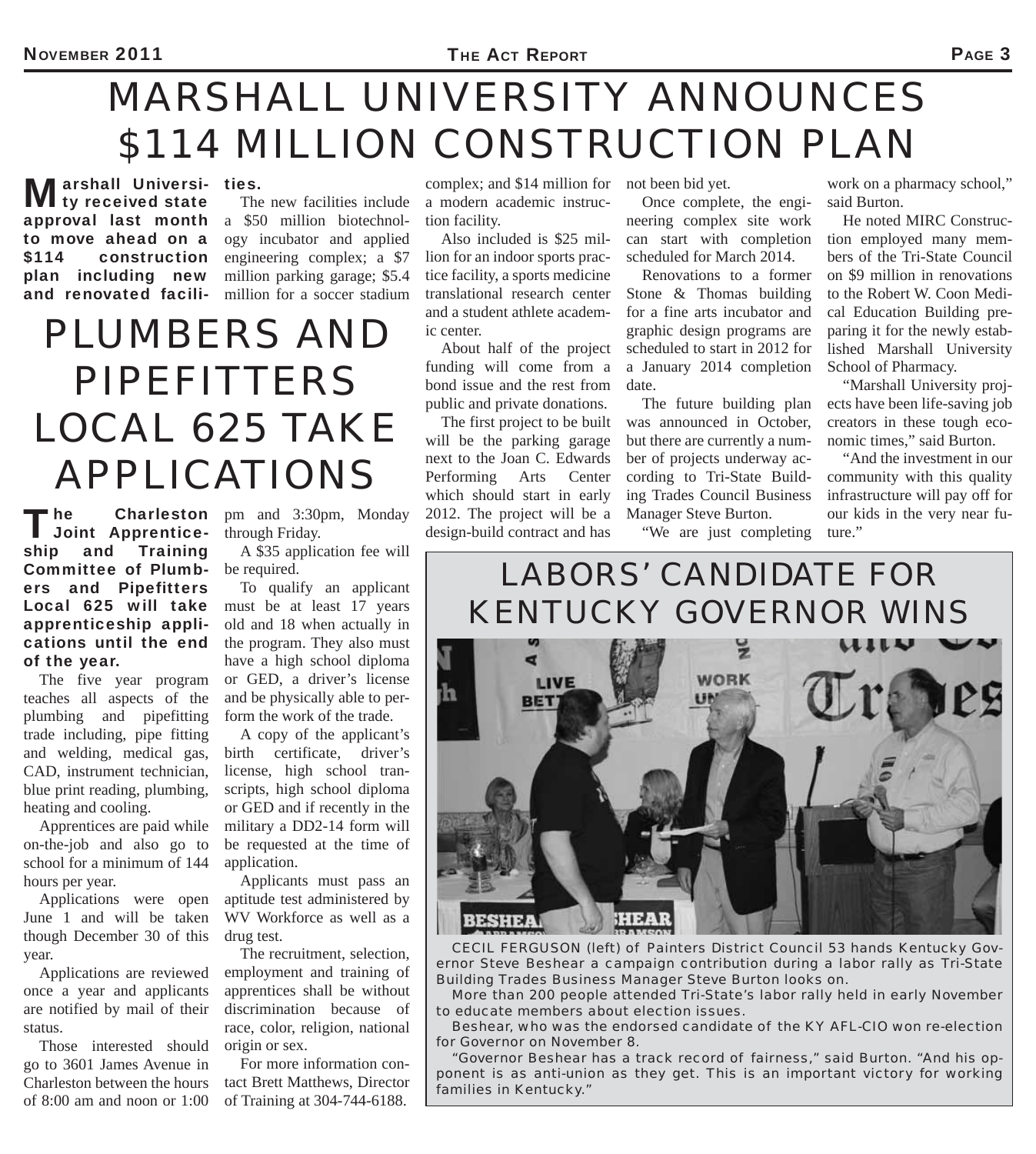# MARSHALL UNIVERSITY ANNOUNCES $114 MILLION CONSTRUCTION PLAN

**Marshall University received state approval last month to move ahead on a $114 construction plan including new and renovated facilities.**

The new facilities include a $50 million biotechnology incubator and applied engineering complex; a $7 million parking garage; $5.4 million for a soccer stadium complex; and $14 million for a modern academic instruction facility.

Also included is $25 million for an indoor sports practice facility, a sports medicine translational research center and a student athlete academic center.

About half of the project funding will come from a bond issue and the rest from public and private donations.

The first project to be built will be the parking garage next to the Joan C. Edwards Performing Arts Center which should start in early 2012. The project will be a design-build contract and has not been bid yet.

Once complete, the engineering complex site work can start with completion scheduled for March 2014.

Renovations to a former Stone & Thomas building for a fine arts incubator and graphic design programs are scheduled to start in 2012 for a January 2014 completion date.

The future building plan was announced in October, but there are currently a number of projects underway according to Tri-State Building Trades Council Business Manager Steve Burton.

"We are just completing work on a pharmacy school," said Burton.

He noted MIRC Construction employed many members of the Tri-State Council on $9 million in renovations to the Robert W. Coon Medical Education Building preparing it for the newly established Marshall University School of Pharmacy.

"Marshall University projects have been life-saving job creators in these tough economic times," said Burton.

"And the investment in our community with this quality infrastructure will pay off for our kids in the very near future."

# PLUMBERS AND PIPEFITTERS LOCAL 625 TAKE APPLICATIONS

**The Charleston Joint Apprenticeship and Training Committee of Plumbers and Pipefitters Local 625 will take apprenticeship applications until the end of the year.**

The five year program teaches all aspects of the plumbing and pipefitting trade including, pipe fitting and welding, medical gas, CAD, instrument technician, blue print reading, plumbing, heating and cooling.

Apprentices are paid while on-the-job and also go to school for a minimum of 144 hours per year.

Applications were open June 1 and will be taken though December 30 of this year.

Applications are reviewed once a year and applicants are notified by mail of their status.

Those interested should go to 3601 James Avenue in Charleston between the hours of 8:00 am and noon or 1:00 pm and 3:30pm, Monday through Friday.

A $35 application fee will be required.

To qualify an applicant must be at least 17 years old and 18 when actually in the program. They also must have a high school diploma or GED, a driver's license and be physically able to perform the work of the trade.

A copy of the applicant's birth certificate, driver's license, high school transcripts, high school diploma or GED and if recently in the military a DD2-14 form will be requested at the time of application.

Applicants must pass an aptitude test administered by WV Workforce as well as a drug test.

The recruitment, selection, employment and training of apprentices shall be without discrimination because of race, color, religion, national origin or sex.

For more information contact Brett Matthews, Director of Training at 304-744-6188.

# LABORS' CANDIDATE FOR KENTUCKY GOVERNOR WINS

CECIL FERGUSON (left) of Painters District Council 53 hands Kentucky Governor Steve Beshear a campaign contribution during a labor rally as Tri-State Building Trades Business Manager Steve Burton looks on.

More than 200 people attended Tri-State's labor rally held in early November to educate members about election issues.

Beshear, who was the endorsed candidate of the KY AFL-CIO won re-election for Governor on November 8.

"Governor Beshear has a track record of fairness," said Burton. "And his opponent is as anti-union as they get. This is an important victory for working families in Kentucky."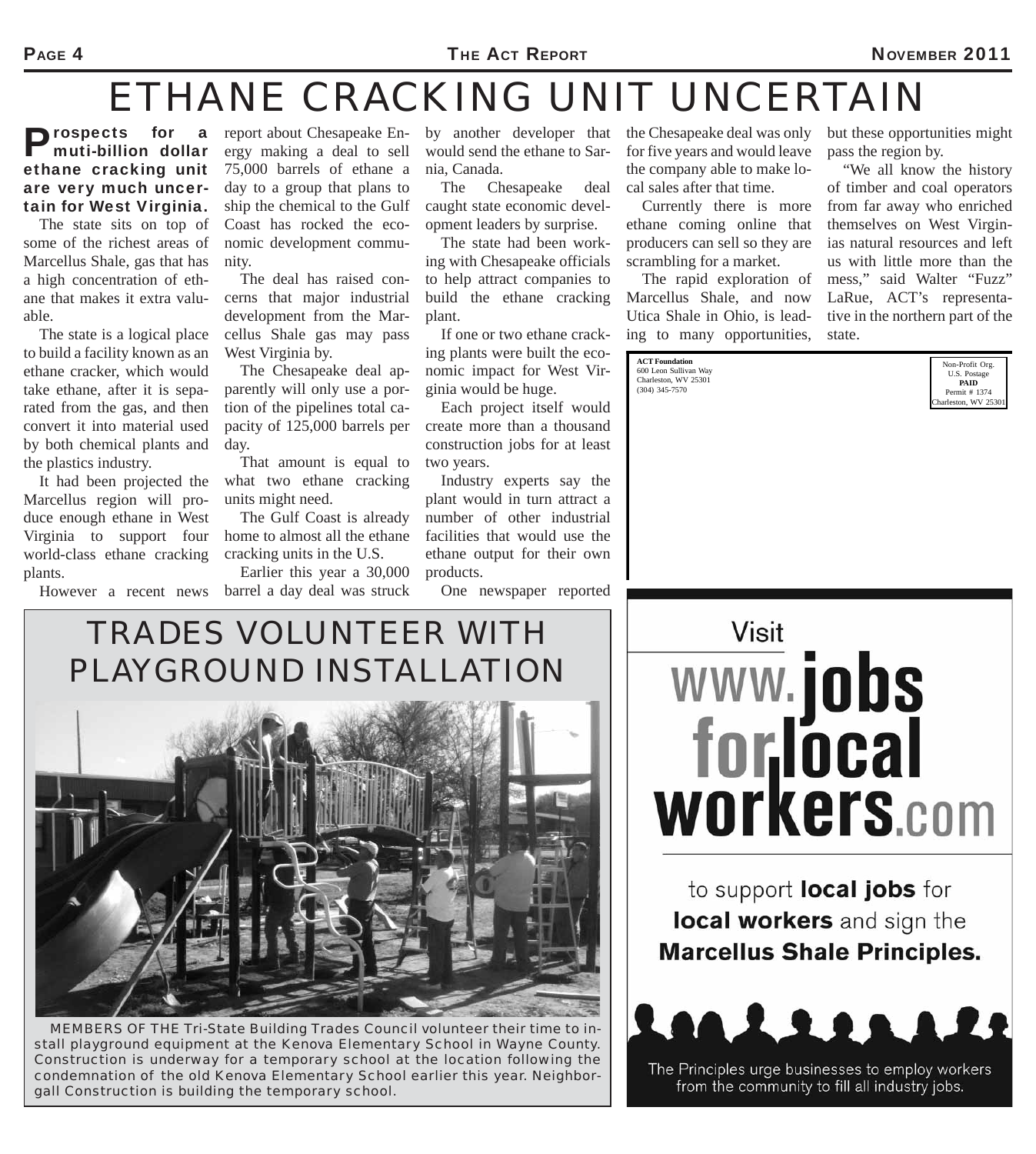# ETHANE CRACKING UNIT UNCERTAIN

**Prospects for a muti-billion dollar ethane cracking unit are very much uncertain for West Virginia.**

The state sits on top of some of the richest areas of Marcellus Shale, gas that has a high concentration of ethane that makes it extra valuable.

The state is a logical place to build a facility known as an ethane cracker, which would take ethane, after it is separated from the gas, and then convert it into material used by both chemical plants and the plastics industry.

It had been projected the Marcellus region will produce enough ethane in West Virginia to support four world-class ethane cracking plants.

However a recent news report about Chesapeake Energy making a deal to sell 75,000 barrels of ethane a day to a group that plans to ship the chemical to the Gulf Coast has rocked the economic development community.

The deal has raised concerns that major industrial development from the Marcellus Shale gas may pass West Virginia by.

The Chesapeake deal apparently will only use a portion of the pipelines total capacity of 125,000 barrels per day.

That amount is equal to what two ethane cracking units might need.

The Gulf Coast is already home to almost all the ethane cracking units in the U.S.

Earlier this year a 30,000 barrel a day deal was struck by another developer that would send the ethane to Sarnia, Canada.

The Chesapeake deal caught state economic development leaders by surprise.

The state had been working with Chesapeake officials to help attract companies to build the ethane cracking plant.

If one or two ethane cracking plants were built the economic impact for West Virginia would be huge.

Each project itself would create more than a thousand construction jobs for at least two years.

Industry experts say the plant would in turn attract a number of other industrial facilities that would use the ethane output for their own products.

One newspaper reported the Chesapeake deal was only for five years and would leave the company able to make local sales after that time.

Currently there is more ethane coming online that producers can sell so they are scrambling for a market.

The rapid exploration of Marcellus Shale, and now Utica Shale in Ohio, is leading to many opportunities, but these opportunities might pass the region by.

"We all know the history of timber and coal operators from far away who enriched themselves on West Virginias natural resources and left us with little more than the mess," said Walter "Fuzz" LaRue, ACT's representative in the northern part of the state.

**ACT Foundation**
600 Leon Sullivan Way
Charleston, WV 25301
(304) 345-7570

Non-Profit Org.
U.S. Postage
**PAID**
Permit # 1374
Charleston, WV 25301

## TRADES VOLUNTEER WITH PLAYGROUND INSTALLATION

MEMBERS OF THE Tri-State Building Trades Council volunteer their time to install playground equipment at the Kenova Elementary School in Wayne County. Construction is underway for a temporary school at the location following the condemnation of the old Kenova Elementary School earlier this year. Neighborgall Construction is building the temporary school.

Visit
**www.jobsforlocalworkers.com**

to support **local jobs** for **local workers** and sign the **Marcellus Shale Principles.**

The Principles urge businesses to employ workers from the community to fill all industry jobs.